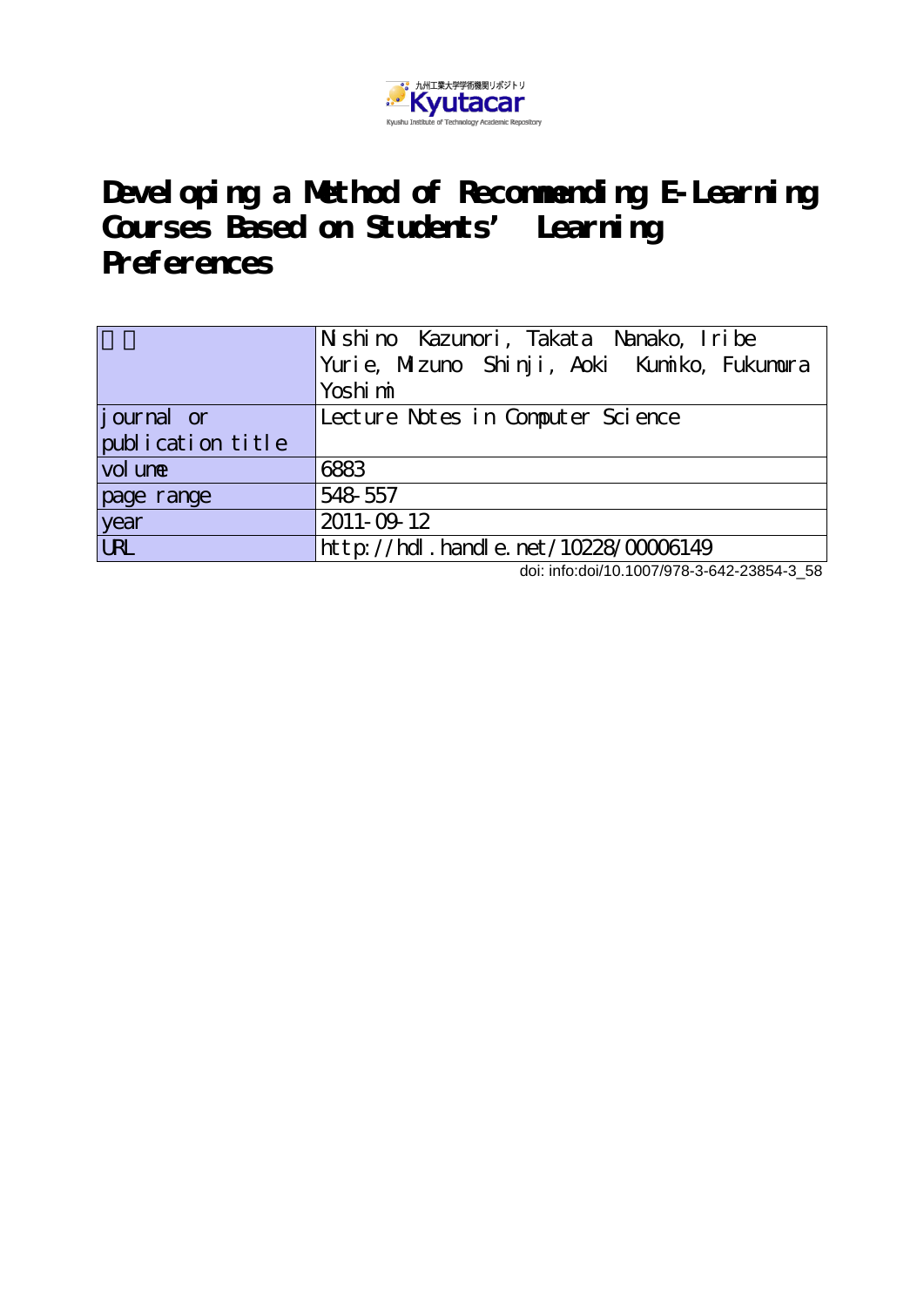九州工業大学学術機関リポジトリ

Kyutacar

Kyushu Institute of Technology Academic Repository

# Developing a Method of Recommending E-Learning Courses Based on Students' Learning Preferences

| 著者 | Nishino Kazunori, Takata Nanako, Iribe Yurie, Mizuno Shinji, Aoki Kumiko, Fukumura Yoshimi |
|---|---|
| journal or publication title | Lecture Notes in Computer Science |
| volume | 6883 |
| page range | 548-557 |
| year | 2011-09-12 |
| URL | http://hdl.handle.net/10228/00006149 |

doi: info:doi/10.1007/978-3-642-23854-3_58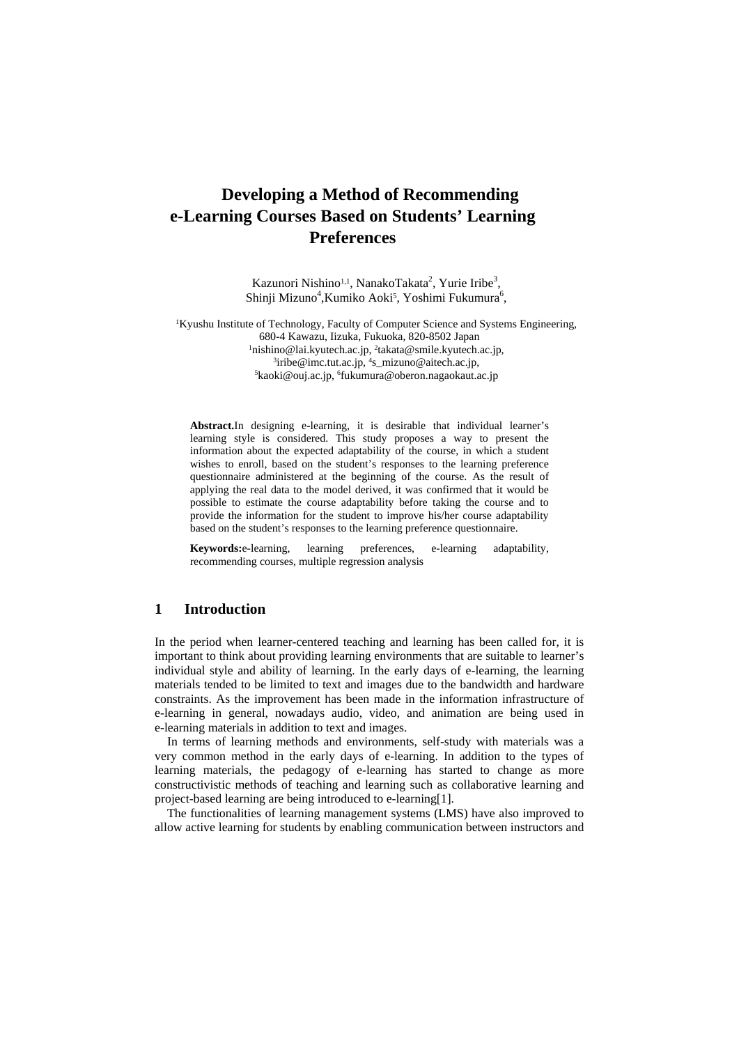# Developing a Method of Recommending e-Learning Courses Based on Students' Learning Preferences

Kazunori Nishino[1,1], NanakoTakata[2], Yurie Iribe[3], Shinji Mizuno[4],Kumiko Aoki[5], Yoshimi Fukumura[6],

[1]Kyushu Institute of Technology, Faculty of Computer Science and Systems Engineering, 680-4 Kawazu, Iizuka, Fukuoka, 820-8502 Japan
[1]nishino@lai.kyutech.ac.jp, [2]takata@smile.kyutech.ac.jp, [3]iribe@imc.tut.ac.jp, [4]s_mizuno@aitech.ac.jp, [5]kaoki@ouj.ac.jp, [6]fukumura@oberon.nagaokaut.ac.jp

**Abstract.**In designing e-learning, it is desirable that individual learner's learning style is considered. This study proposes a way to present the information about the expected adaptability of the course, in which a student wishes to enroll, based on the student's responses to the learning preference questionnaire administered at the beginning of the course. As the result of applying the real data to the model derived, it was confirmed that it would be possible to estimate the course adaptability before taking the course and to provide the information for the student to improve his/her course adaptability based on the student's responses to the learning preference questionnaire.

**Keywords:**e-learning, learning preferences, e-learning adaptability, recommending courses, multiple regression analysis

## 1 Introduction

In the period when learner-centered teaching and learning has been called for, it is important to think about providing learning environments that are suitable to learner's individual style and ability of learning. In the early days of e-learning, the learning materials tended to be limited to text and images due to the bandwidth and hardware constraints. As the improvement has been made in the information infrastructure of e-learning in general, nowadays audio, video, and animation are being used in e-learning materials in addition to text and images.

In terms of learning methods and environments, self-study with materials was a very common method in the early days of e-learning. In addition to the types of learning materials, the pedagogy of e-learning has started to change as more constructivistic methods of teaching and learning such as collaborative learning and project-based learning are being introduced to e-learning[1].

The functionalities of learning management systems (LMS) have also improved to allow active learning for students by enabling communication between instructors and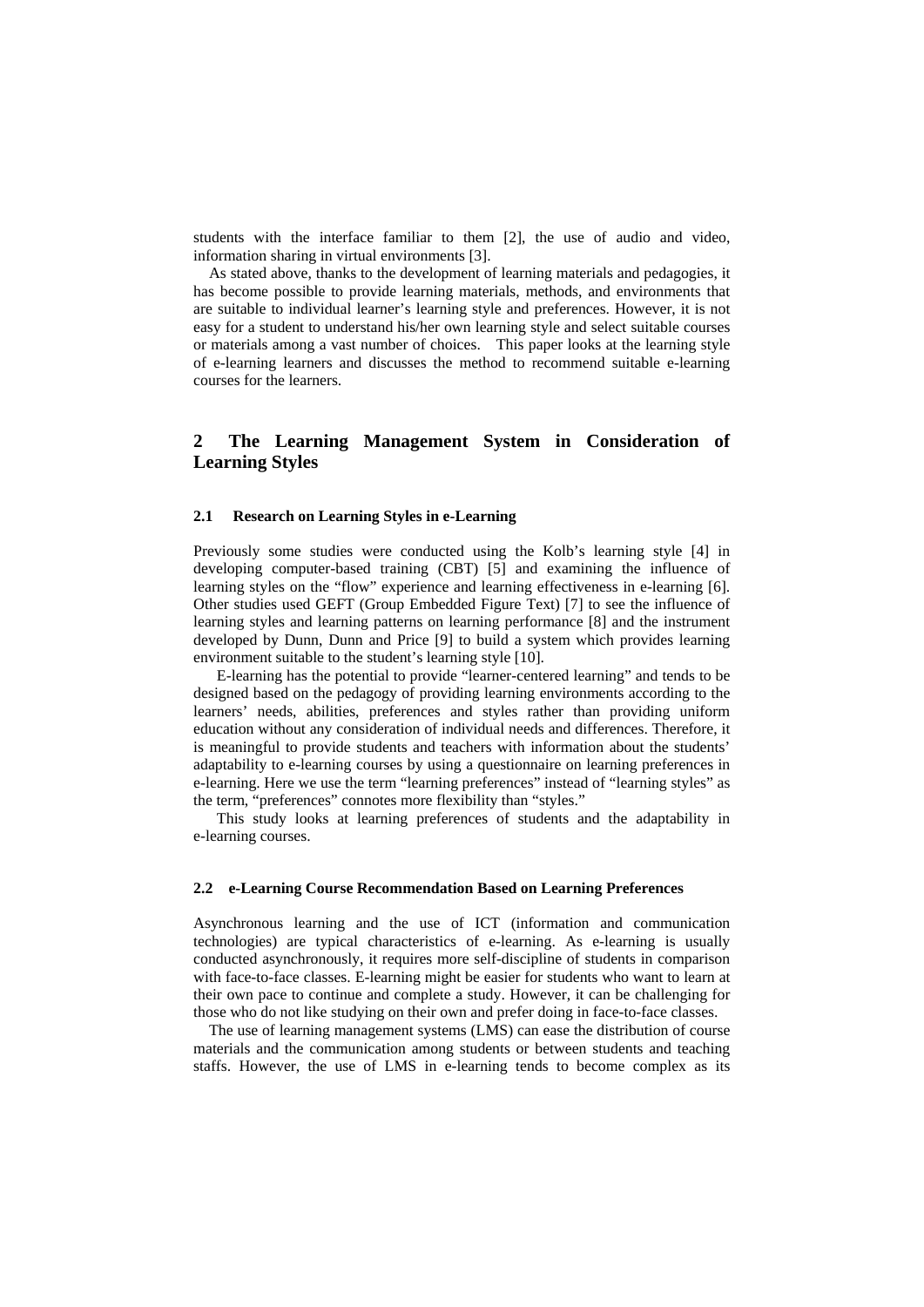students with the interface familiar to them [2], the use of audio and video, information sharing in virtual environments [3].

As stated above, thanks to the development of learning materials and pedagogies, it has become possible to provide learning materials, methods, and environments that are suitable to individual learner's learning style and preferences. However, it is not easy for a student to understand his/her own learning style and select suitable courses or materials among a vast number of choices. This paper looks at the learning style of e-learning learners and discusses the method to recommend suitable e-learning courses for the learners.

## 2 The Learning Management System in Consideration of Learning Styles

### 2.1 Research on Learning Styles in e-Learning

Previously some studies were conducted using the Kolb's learning style [4] in developing computer-based training (CBT) [5] and examining the influence of learning styles on the "flow" experience and learning effectiveness in e-learning [6]. Other studies used GEFT (Group Embedded Figure Text) [7] to see the influence of learning styles and learning patterns on learning performance [8] and the instrument developed by Dunn, Dunn and Price [9] to build a system which provides learning environment suitable to the student's learning style [10].

E-learning has the potential to provide "learner-centered learning" and tends to be designed based on the pedagogy of providing learning environments according to the learners' needs, abilities, preferences and styles rather than providing uniform education without any consideration of individual needs and differences. Therefore, it is meaningful to provide students and teachers with information about the students' adaptability to e-learning courses by using a questionnaire on learning preferences in e-learning. Here we use the term "learning preferences" instead of "learning styles" as the term, "preferences" connotes more flexibility than "styles."

This study looks at learning preferences of students and the adaptability in e-learning courses.

### 2.2 e-Learning Course Recommendation Based on Learning Preferences

Asynchronous learning and the use of ICT (information and communication technologies) are typical characteristics of e-learning. As e-learning is usually conducted asynchronously, it requires more self-discipline of students in comparison with face-to-face classes. E-learning might be easier for students who want to learn at their own pace to continue and complete a study. However, it can be challenging for those who do not like studying on their own and prefer doing in face-to-face classes.

The use of learning management systems (LMS) can ease the distribution of course materials and the communication among students or between students and teaching staffs. However, the use of LMS in e-learning tends to become complex as its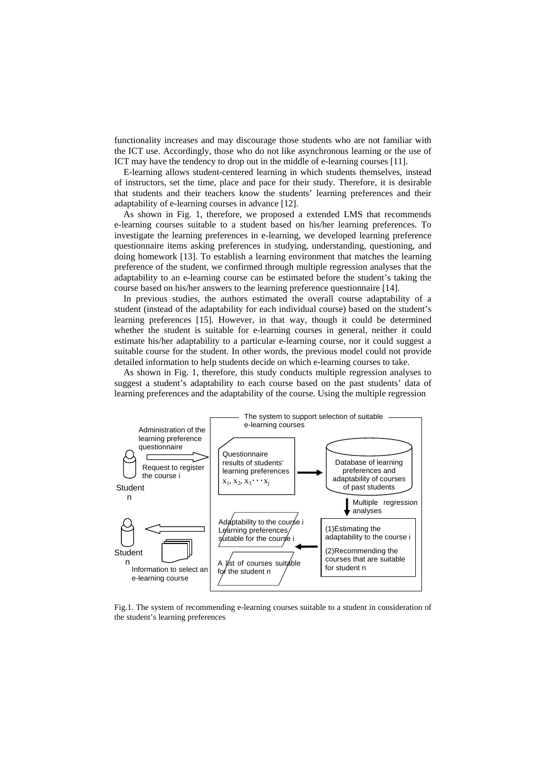functionality increases and may discourage those students who are not familiar with the ICT use. Accordingly, those who do not like asynchronous learning or the use of ICT may have the tendency to drop out in the middle of e-learning courses [11].

E-learning allows student-centered learning in which students themselves, instead of instructors, set the time, place and pace for their study. Therefore, it is desirable that students and their teachers know the students' learning preferences and their adaptability of e-learning courses in advance [12].

As shown in Fig. 1, therefore, we proposed a extended LMS that recommends e-learning courses suitable to a student based on his/her learning preferences. To investigate the learning preferences in e-learning, we developed learning preference questionnaire items asking preferences in studying, understanding, questioning, and doing homework [13]. To establish a learning environment that matches the learning preference of the student, we confirmed through multiple regression analyses that the adaptability to an e-learning course can be estimated before the student's taking the course based on his/her answers to the learning preference questionnaire [14].

In previous studies, the authors estimated the overall course adaptability of a student (instead of the adaptability for each individual course) based on the student's learning preferences [15]. However, in that way, though it could be determined whether the student is suitable for e-learning courses in general, neither it could estimate his/her adaptability to a particular e-learning course, nor it could suggest a suitable course for the student. In other words, the previous model could not provide detailed information to help students decide on which e-learning courses to take.

As shown in Fig. 1, therefore, this study conducts multiple regression analyses to suggest a student's adaptability to each course based on the past students' data of learning preferences and the adaptability of the course. Using the multiple regression

The system to support selection of suitable e-learning courses

Administration of the learning preference questionnaire

Request to register the course i

Student n

Questionnaire results of students' learning preferences $x_1, x_2, x_3 \cdots x_j$

Database of learning preferences and adaptability of courses of past students

Multiple regression analyses

(1)Estimating the adaptability to the course i

(2)Recommending the courses that are suitable for student n

Adaptability to the course i
Learning preferences suitable for the course i

A list of courses suitable for the student n

Student n

Information to select an e-learning course

Fig.1. The system of recommending e-learning courses suitable to a student in consideration of the student's learning preferences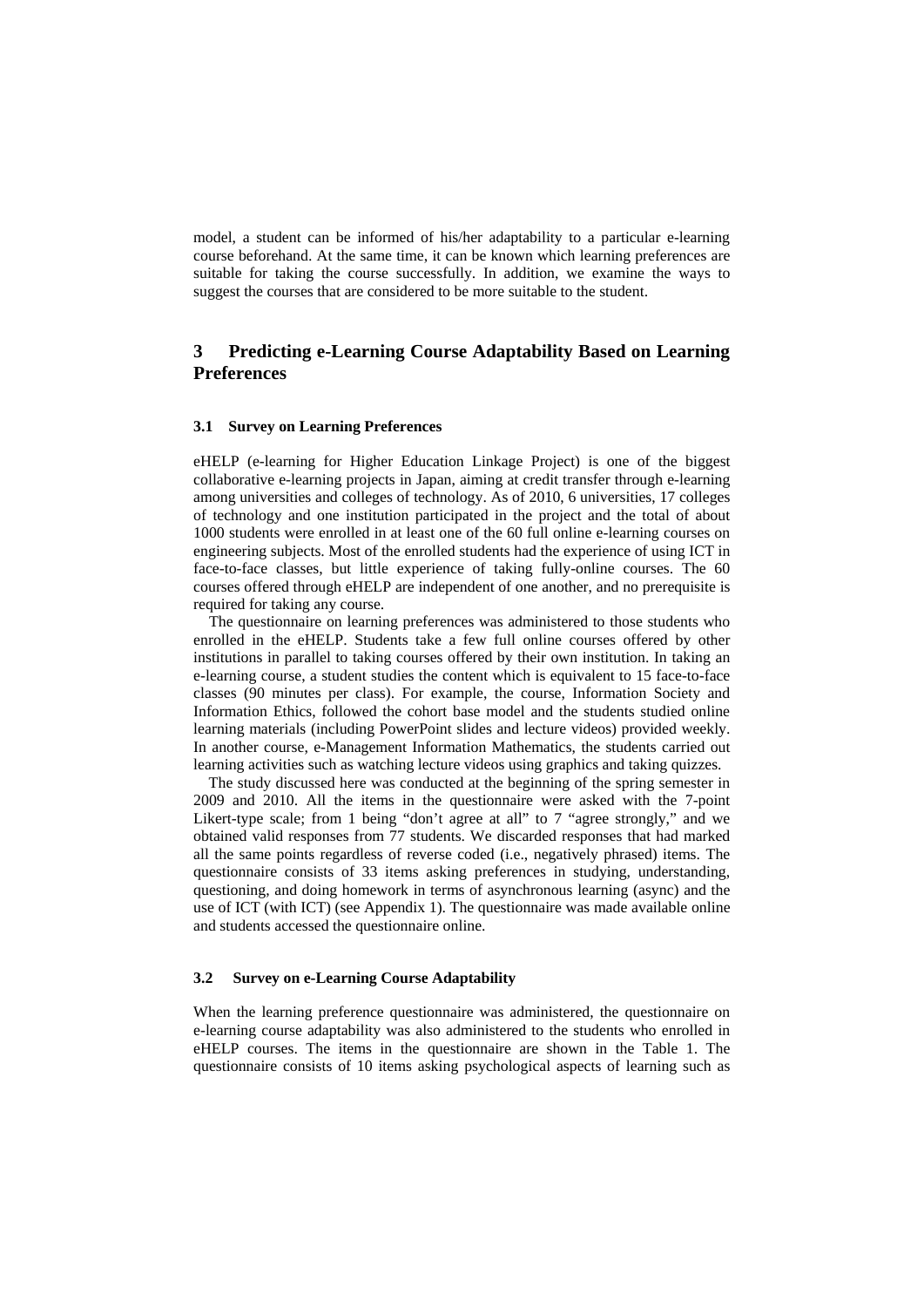model, a student can be informed of his/her adaptability to a particular e-learning course beforehand. At the same time, it can be known which learning preferences are suitable for taking the course successfully. In addition, we examine the ways to suggest the courses that are considered to be more suitable to the student.

## 3 Predicting e-Learning Course Adaptability Based on Learning Preferences

### 3.1 Survey on Learning Preferences

eHELP (e-learning for Higher Education Linkage Project) is one of the biggest collaborative e-learning projects in Japan, aiming at credit transfer through e-learning among universities and colleges of technology. As of 2010, 6 universities, 17 colleges of technology and one institution participated in the project and the total of about 1000 students were enrolled in at least one of the 60 full online e-learning courses on engineering subjects. Most of the enrolled students had the experience of using ICT in face-to-face classes, but little experience of taking fully-online courses. The 60 courses offered through eHELP are independent of one another, and no prerequisite is required for taking any course.

The questionnaire on learning preferences was administered to those students who enrolled in the eHELP. Students take a few full online courses offered by other institutions in parallel to taking courses offered by their own institution. In taking an e-learning course, a student studies the content which is equivalent to 15 face-to-face classes (90 minutes per class). For example, the course, Information Society and Information Ethics, followed the cohort base model and the students studied online learning materials (including PowerPoint slides and lecture videos) provided weekly. In another course, e-Management Information Mathematics, the students carried out learning activities such as watching lecture videos using graphics and taking quizzes.

The study discussed here was conducted at the beginning of the spring semester in 2009 and 2010. All the items in the questionnaire were asked with the 7-point Likert-type scale; from 1 being "don't agree at all" to 7 "agree strongly," and we obtained valid responses from 77 students. We discarded responses that had marked all the same points regardless of reverse coded (i.e., negatively phrased) items. The questionnaire consists of 33 items asking preferences in studying, understanding, questioning, and doing homework in terms of asynchronous learning (async) and the use of ICT (with ICT) (see Appendix 1). The questionnaire was made available online and students accessed the questionnaire online.

### 3.2 Survey on e-Learning Course Adaptability

When the learning preference questionnaire was administered, the questionnaire on e-learning course adaptability was also administered to the students who enrolled in eHELP courses. The items in the questionnaire are shown in the Table 1. The questionnaire consists of 10 items asking psychological aspects of learning such as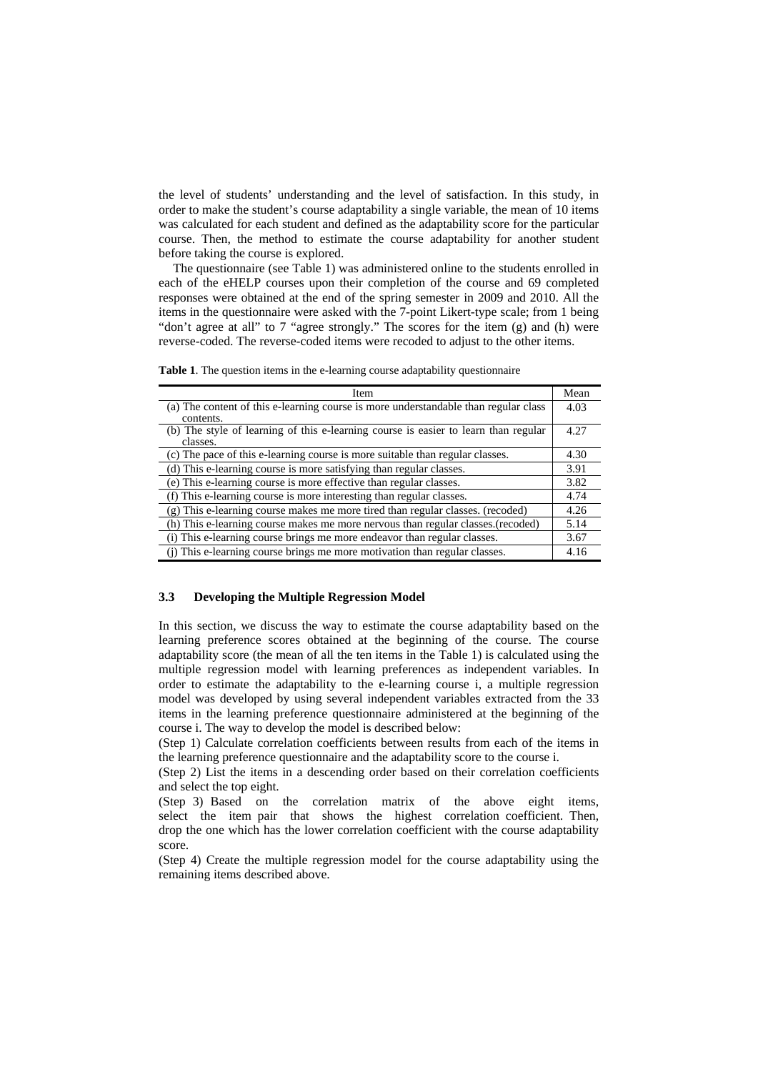the level of students' understanding and the level of satisfaction. In this study, in order to make the student's course adaptability a single variable, the mean of 10 items was calculated for each student and defined as the adaptability score for the particular course. Then, the method to estimate the course adaptability for another student before taking the course is explored.

The questionnaire (see Table 1) was administered online to the students enrolled in each of the eHELP courses upon their completion of the course and 69 completed responses were obtained at the end of the spring semester in 2009 and 2010. All the items in the questionnaire were asked with the 7-point Likert-type scale; from 1 being "don't agree at all" to 7 "agree strongly." The scores for the item (g) and (h) were reverse-coded. The reverse-coded items were recoded to adjust to the other items.

**Table 1**. The question items in the e-learning course adaptability questionnaire

| Item | Mean |
|---|---|
| (a) The content of this e-learning course is more understandable than regular class contents. | 4.03 |
| (b) The style of learning of this e-learning course is easier to learn than regular classes. | 4.27 |
| (c) The pace of this e-learning course is more suitable than regular classes. | 4.30 |
| (d) This e-learning course is more satisfying than regular classes. | 3.91 |
| (e) This e-learning course is more effective than regular classes. | 3.82 |
| (f) This e-learning course is more interesting than regular classes. | 4.74 |
| (g) This e-learning course makes me more tired than regular classes. (recoded) | 4.26 |
| (h) This e-learning course makes me more nervous than regular classes.(recoded) | 5.14 |
| (i) This e-learning course brings me more endeavor than regular classes. | 3.67 |
| (j) This e-learning course brings me more motivation than regular classes. | 4.16 |

### 3.3 Developing the Multiple Regression Model

In this section, we discuss the way to estimate the course adaptability based on the learning preference scores obtained at the beginning of the course. The course adaptability score (the mean of all the ten items in the Table 1) is calculated using the multiple regression model with learning preferences as independent variables. In order to estimate the adaptability to the e-learning course i, a multiple regression model was developed by using several independent variables extracted from the 33 items in the learning preference questionnaire administered at the beginning of the course i. The way to develop the model is described below:

(Step 1) Calculate correlation coefficients between results from each of the items in the learning preference questionnaire and the adaptability score to the course i.

(Step 2) List the items in a descending order based on their correlation coefficients and select the top eight.

(Step 3) Based on the correlation matrix of the above eight items, select the item pair that shows the highest correlation coefficient. Then, drop the one which has the lower correlation coefficient with the course adaptability score.

(Step 4) Create the multiple regression model for the course adaptability using the remaining items described above.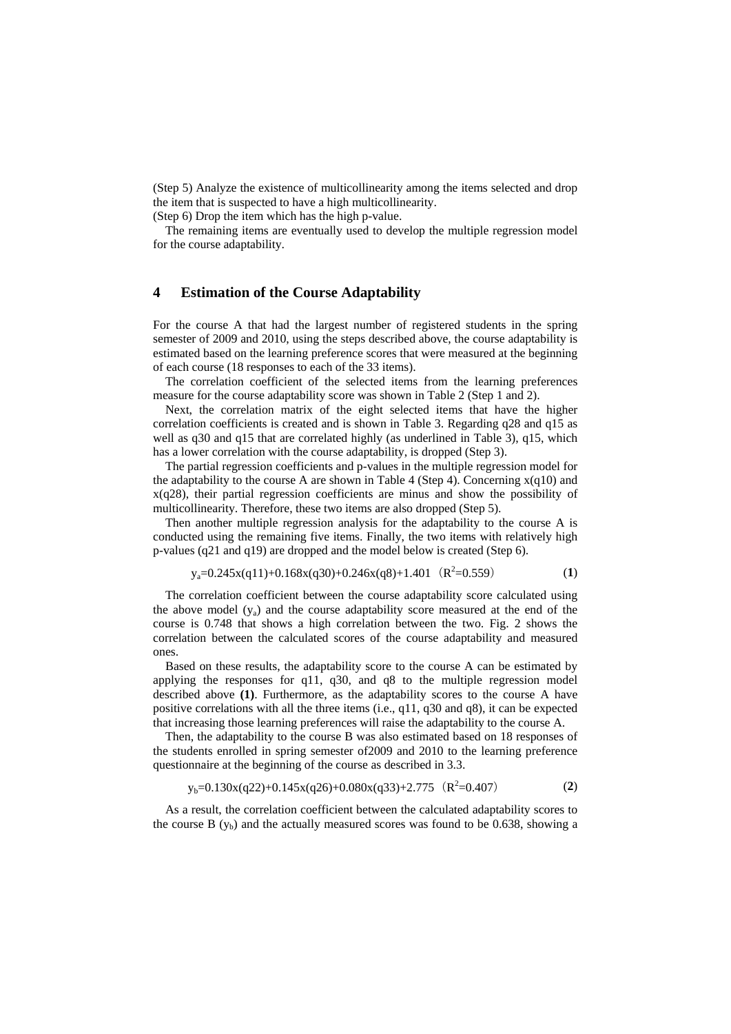(Step 5) Analyze the existence of multicollinearity among the items selected and drop the item that is suspected to have a high multicollinearity.
(Step 6) Drop the item which has the high p-value.

The remaining items are eventually used to develop the multiple regression model for the course adaptability.

## 4 Estimation of the Course Adaptability

For the course A that had the largest number of registered students in the spring semester of 2009 and 2010, using the steps described above, the course adaptability is estimated based on the learning preference scores that were measured at the beginning of each course (18 responses to each of the 33 items).

The correlation coefficient of the selected items from the learning preferences measure for the course adaptability score was shown in Table 2 (Step 1 and 2).

Next, the correlation matrix of the eight selected items that have the higher correlation coefficients is created and is shown in Table 3. Regarding q28 and q15 as well as q30 and q15 that are correlated highly (as underlined in Table 3), q15, which has a lower correlation with the course adaptability, is dropped (Step 3).

The partial regression coefficients and p-values in the multiple regression model for the adaptability to the course A are shown in Table 4 (Step 4). Concerning x(q10) and x(q28), their partial regression coefficients are minus and show the possibility of multicollinearity. Therefore, these two items are also dropped (Step 5).

Then another multiple regression analysis for the adaptability to the course A is conducted using the remaining five items. Finally, the two items with relatively high p-values (q21 and q19) are dropped and the model below is created (Step 6).

$$y_a=0.245x(q11)+0.168x(q30)+0.246x(q8)+1.401 \quad (R^2=0.559) \quad \textbf{(1)}$$

The correlation coefficient between the course adaptability score calculated using the above model ($y_a$) and the course adaptability score measured at the end of the course is 0.748 that shows a high correlation between the two. Fig. 2 shows the correlation between the calculated scores of the course adaptability and measured ones.

Based on these results, the adaptability score to the course A can be estimated by applying the responses for q11, q30, and q8 to the multiple regression model described above **(1)**. Furthermore, as the adaptability scores to the course A have positive correlations with all the three items (i.e., q11, q30 and q8), it can be expected that increasing those learning preferences will raise the adaptability to the course A.

Then, the adaptability to the course B was also estimated based on 18 responses of the students enrolled in spring semester of2009 and 2010 to the learning preference questionnaire at the beginning of the course as described in 3.3.

$$y_b=0.130x(q22)+0.145x(q26)+0.080x(q33)+2.775 \quad (R^2=0.407) \quad \textbf{(2)}$$

As a result, the correlation coefficient between the calculated adaptability scores to the course B ($y_b$) and the actually measured scores was found to be 0.638, showing a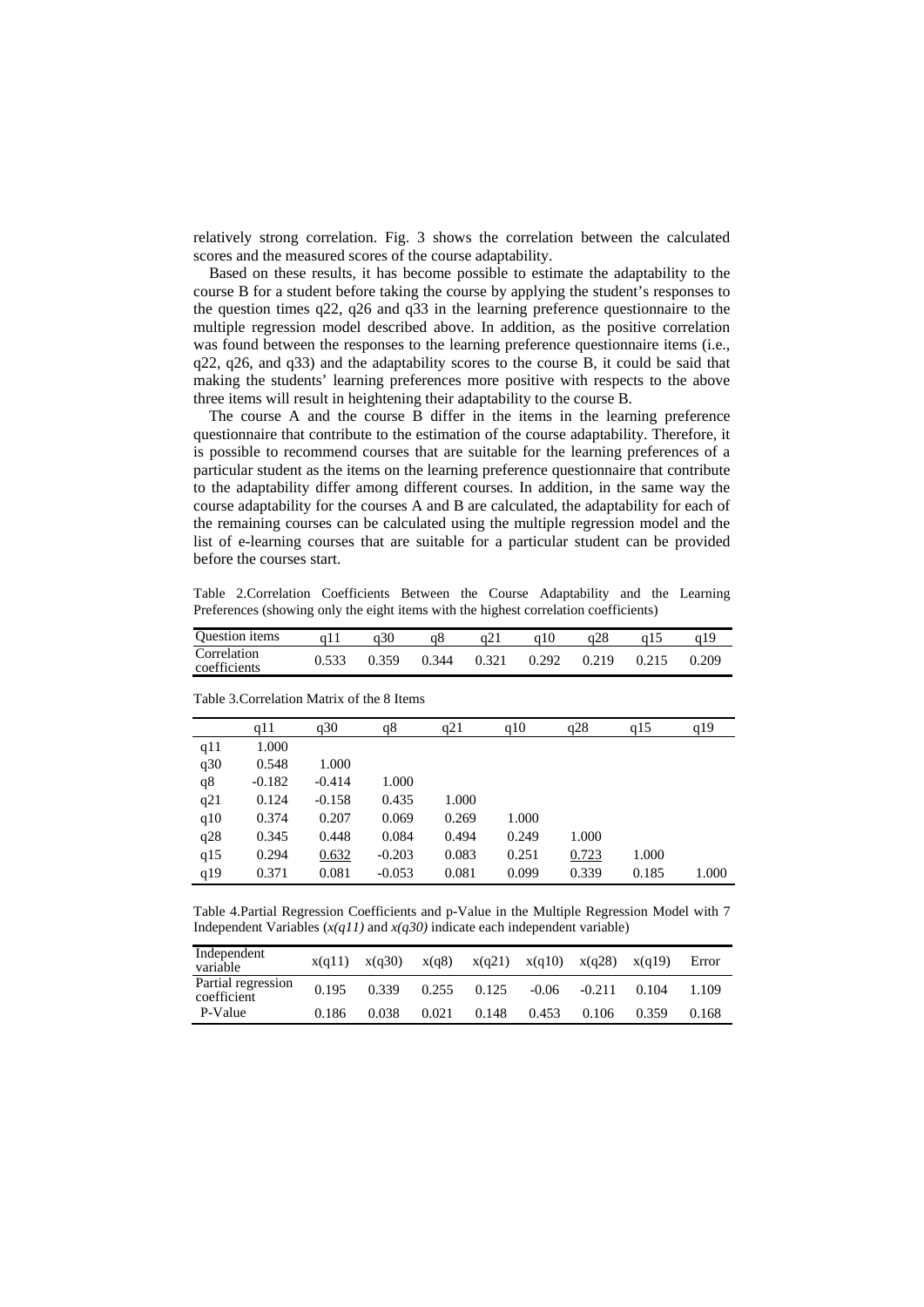relatively strong correlation. Fig. 3 shows the correlation between the calculated scores and the measured scores of the course adaptability.

Based on these results, it has become possible to estimate the adaptability to the course B for a student before taking the course by applying the student's responses to the question times q22, q26 and q33 in the learning preference questionnaire to the multiple regression model described above. In addition, as the positive correlation was found between the responses to the learning preference questionnaire items (i.e., q22, q26, and q33) and the adaptability scores to the course B, it could be said that making the students' learning preferences more positive with respects to the above three items will result in heightening their adaptability to the course B.

The course A and the course B differ in the items in the learning preference questionnaire that contribute to the estimation of the course adaptability. Therefore, it is possible to recommend courses that are suitable for the learning preferences of a particular student as the items on the learning preference questionnaire that contribute to the adaptability differ among different courses. In addition, in the same way the course adaptability for the courses A and B are calculated, the adaptability for each of the remaining courses can be calculated using the multiple regression model and the list of e-learning courses that are suitable for a particular student can be provided before the courses start.

Table 2.Correlation Coefficients Between the Course Adaptability and the Learning Preferences (showing only the eight items with the highest correlation coefficients)

| Question items | q11 | q30 | q8 | q21 | q10 | q28 | q15 | q19 |
|---|---|---|---|---|---|---|---|---|
| Correlation coefficients | 0.533 | 0.359 | 0.344 | 0.321 | 0.292 | 0.219 | 0.215 | 0.209 |

Table 3.Correlation Matrix of the 8 Items

| | q11 | q30 | q8 | q21 | q10 | q28 | q15 | q19 |
|---|---|---|---|---|---|---|---|---|
| q11 | 1.000 | | | | | | | |
| q30 | 0.548 | 1.000 | | | | | | |
| q8 | -0.182 | -0.414 | 1.000 | | | | | |
| q21 | 0.124 | -0.158 | 0.435 | 1.000 | | | | |
| q10 | 0.374 | 0.207 | 0.069 | 0.269 | 1.000 | | | |
| q28 | 0.345 | 0.448 | 0.084 | 0.494 | 0.249 | 1.000 | | |
| q15 | 0.294 | <u>0.632</u> | -0.203 | 0.083 | 0.251 | <u>0.723</u> | 1.000 | |
| q19 | 0.371 | 0.081 | -0.053 | 0.081 | 0.099 | 0.339 | 0.185 | 1.000 |

Table 4.Partial Regression Coefficients and p-Value in the Multiple Regression Model with 7 Independent Variables (*x(q11)* and *x(q30)* indicate each independent variable)

| Independent variable | x(q11) | x(q30) | x(q8) | x(q21) | x(q10) | x(q28) | x(q19) | Error |
|---|---|---|---|---|---|---|---|---|
| Partial regression coefficient | 0.195 | 0.339 | 0.255 | 0.125 | -0.06 | -0.211 | 0.104 | 1.109 |
| P-Value | 0.186 | 0.038 | 0.021 | 0.148 | 0.453 | 0.106 | 0.359 | 0.168 |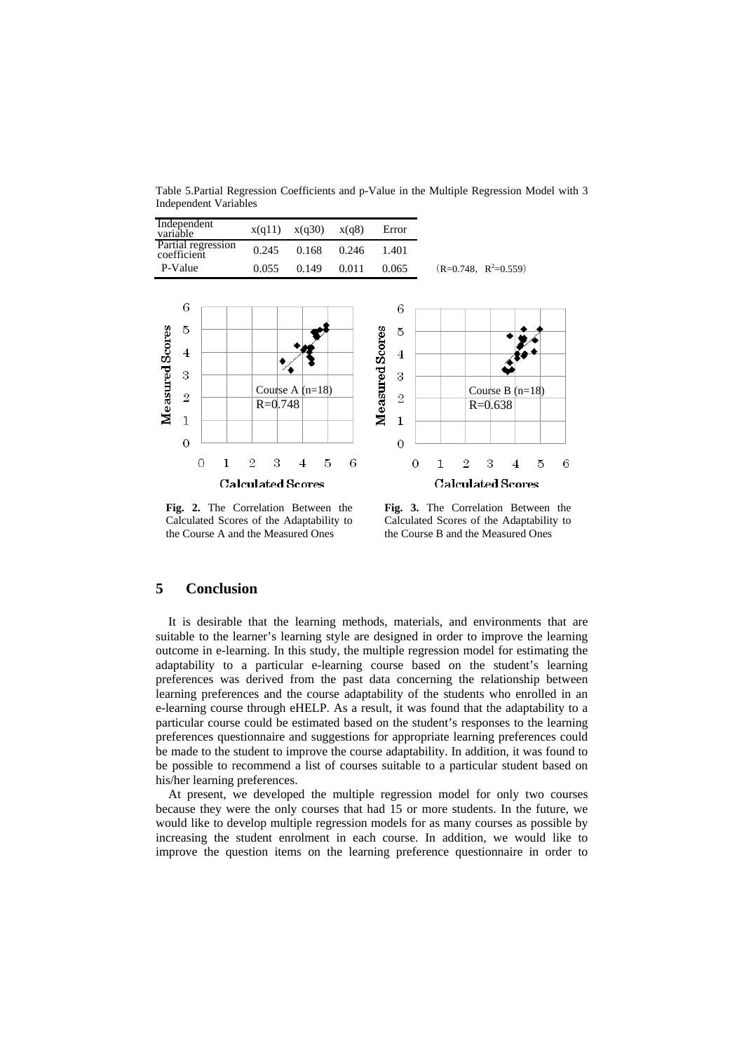Table 5.Partial Regression Coefficients and p-Value in the Multiple Regression Model with 3 Independent Variables

| Independent variable | x(q11) | x(q30) | x(q8) | Error |
|---|---|---|---|---|
| Partial regression coefficient | 0.245 | 0.168 | 0.246 | 1.401 |
| P-Value | 0.055 | 0.149 | 0.011 | 0.065 |

(R=0.748, $R^2$=0.559)

**Fig. 2.** The Correlation Between the Calculated Scores of the Adaptability to the Course A and the Measured Ones

**Fig. 3.** The Correlation Between the Calculated Scores of the Adaptability to the Course B and the Measured Ones

## 5 Conclusion

It is desirable that the learning methods, materials, and environments that are suitable to the learner's learning style are designed in order to improve the learning outcome in e-learning. In this study, the multiple regression model for estimating the adaptability to a particular e-learning course based on the student's learning preferences was derived from the past data concerning the relationship between learning preferences and the course adaptability of the students who enrolled in an e-learning course through eHELP. As a result, it was found that the adaptability to a particular course could be estimated based on the student's responses to the learning preferences questionnaire and suggestions for appropriate learning preferences could be made to the student to improve the course adaptability. In addition, it was found to be possible to recommend a list of courses suitable to a particular student based on his/her learning preferences.

At present, we developed the multiple regression model for only two courses because they were the only courses that had 15 or more students. In the future, we would like to develop multiple regression models for as many courses as possible by increasing the student enrolment in each course. In addition, we would like to improve the question items on the learning preference questionnaire in order to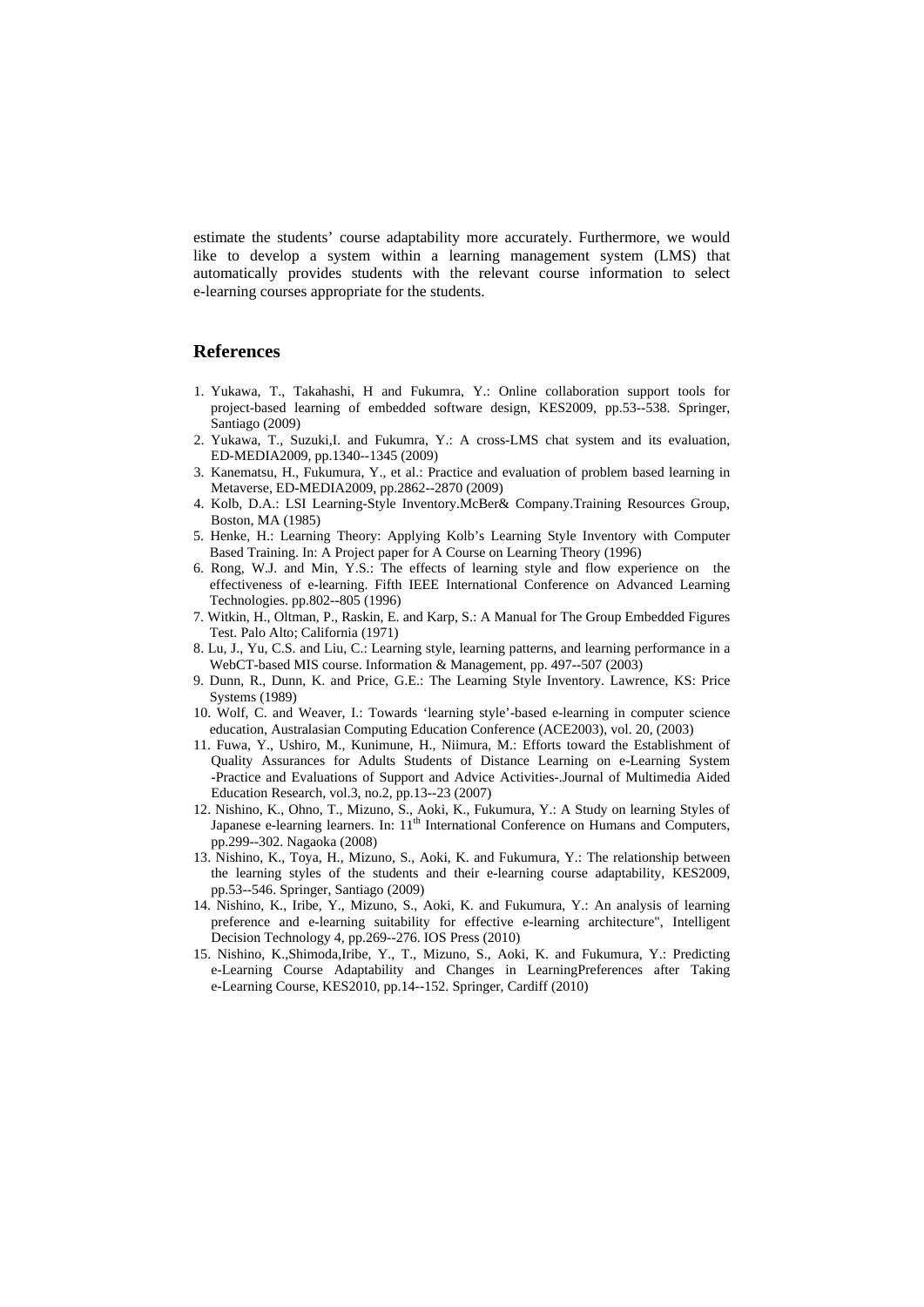estimate the students' course adaptability more accurately. Furthermore, we would like to develop a system within a learning management system (LMS) that automatically provides students with the relevant course information to select e-learning courses appropriate for the students.

## References

1. Yukawa, T., Takahashi, H and Fukumra, Y.: Online collaboration support tools for project-based learning of embedded software design, KES2009, pp.53--538. Springer, Santiago (2009)
2. Yukawa, T., Suzuki,I. and Fukumra, Y.: A cross-LMS chat system and its evaluation, ED-MEDIA2009, pp.1340--1345 (2009)
3. Kanematsu, H., Fukumura, Y., et al.: Practice and evaluation of problem based learning in Metaverse, ED-MEDIA2009, pp.2862--2870 (2009)
4. Kolb, D.A.: LSI Learning-Style Inventory.McBer& Company.Training Resources Group, Boston, MA (1985)
5. Henke, H.: Learning Theory: Applying Kolb's Learning Style Inventory with Computer Based Training. In: A Project paper for A Course on Learning Theory (1996)
6. Rong, W.J. and Min, Y.S.: The effects of learning style and flow experience on the effectiveness of e-learning. Fifth IEEE International Conference on Advanced Learning Technologies. pp.802--805 (1996)
7. Witkin, H., Oltman, P., Raskin, E. and Karp, S.: A Manual for The Group Embedded Figures Test. Palo Alto; California (1971)
8. Lu, J., Yu, C.S. and Liu, C.: Learning style, learning patterns, and learning performance in a WebCT-based MIS course. Information & Management, pp. 497--507 (2003)
9. Dunn, R., Dunn, K. and Price, G.E.: The Learning Style Inventory. Lawrence, KS: Price Systems (1989)
10. Wolf, C. and Weaver, I.: Towards 'learning style'-based e-learning in computer science education, Australasian Computing Education Conference (ACE2003), vol. 20, (2003)
11. Fuwa, Y., Ushiro, M., Kunimune, H., Niimura, M.: Efforts toward the Establishment of Quality Assurances for Adults Students of Distance Learning on e-Learning System -Practice and Evaluations of Support and Advice Activities-.Journal of Multimedia Aided Education Research, vol.3, no.2, pp.13--23 (2007)
12. Nishino, K., Ohno, T., Mizuno, S., Aoki, K., Fukumura, Y.: A Study on learning Styles of Japanese e-learning learners. In: 11th International Conference on Humans and Computers, pp.299--302. Nagaoka (2008)
13. Nishino, K., Toya, H., Mizuno, S., Aoki, K. and Fukumura, Y.: The relationship between the learning styles of the students and their e-learning course adaptability, KES2009, pp.53--546. Springer, Santiago (2009)
14. Nishino, K., Iribe, Y., Mizuno, S., Aoki, K. and Fukumura, Y.: An analysis of learning preference and e-learning suitability for effective e-learning architecture", Intelligent Decision Technology 4, pp.269--276. IOS Press (2010)
15. Nishino, K.,Shimoda,Iribe, Y., T., Mizuno, S., Aoki, K. and Fukumura, Y.: Predicting e-Learning Course Adaptability and Changes in LearningPreferences after Taking e-Learning Course, KES2010, pp.14--152. Springer, Cardiff (2010)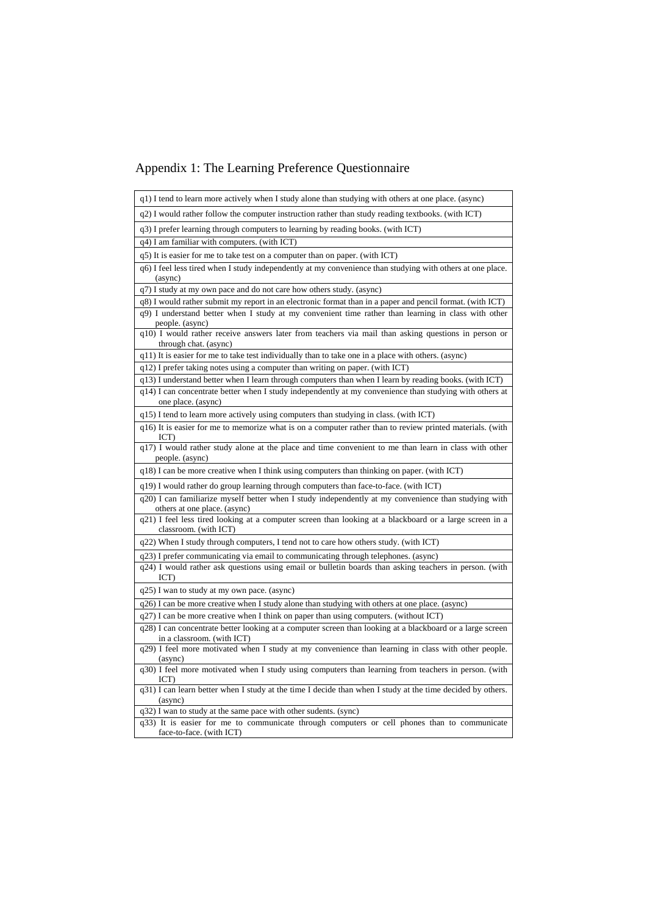# Appendix 1: The Learning Preference Questionnaire

| |
|---|
| q1) I tend to learn more actively when I study alone than studying with others at one place. (async) |
| q2) I would rather follow the computer instruction rather than study reading textbooks. (with ICT) |
| q3) I prefer learning through computers to learning by reading books. (with ICT) |
| q4) I am familiar with computers. (with ICT) |
| q5) It is easier for me to take test on a computer than on paper. (with ICT) |
| q6) I feel less tired when I study independently at my convenience than studying with others at one place. (async) |
| q7) I study at my own pace and do not care how others study. (async) |
| q8) I would rather submit my report in an electronic format than in a paper and pencil format. (with ICT) |
| q9) I understand better when I study at my convenient time rather than learning in class with other people. (async) |
| q10) I would rather receive answers later from teachers via mail than asking questions in person or through chat. (async) |
| q11) It is easier for me to take test individually than to take one in a place with others. (async) |
| q12) I prefer taking notes using a computer than writing on paper. (with ICT) |
| q13) I understand better when I learn through computers than when I learn by reading books. (with ICT) |
| q14) I can concentrate better when I study independently at my convenience than studying with others at one place. (async) |
| q15) I tend to learn more actively using computers than studying in class. (with ICT) |
| q16) It is easier for me to memorize what is on a computer rather than to review printed materials. (with ICT) |
| q17) I would rather study alone at the place and time convenient to me than learn in class with other people. (async) |
| q18) I can be more creative when I think using computers than thinking on paper. (with ICT) |
| q19) I would rather do group learning through computers than face-to-face. (with ICT) |
| q20) I can familiarize myself better when I study independently at my convenience than studying with others at one place. (async) |
| q21) I feel less tired looking at a computer screen than looking at a blackboard or a large screen in a classroom. (with ICT) |
| q22) When I study through computers, I tend not to care how others study. (with ICT) |
| q23) I prefer communicating via email to communicating through telephones. (async) |
| q24) I would rather ask questions using email or bulletin boards than asking teachers in person. (with ICT) |
| q25) I wan to study at my own pace. (async) |
| q26) I can be more creative when I study alone than studying with others at one place. (async) |
| q27) I can be more creative when I think on paper than using computers. (without ICT) |
| q28) I can concentrate better looking at a computer screen than looking at a blackboard or a large screen in a classroom. (with ICT) |
| q29) I feel more motivated when I study at my convenience than learning in class with other people. (async) |
| q30) I feel more motivated when I study using computers than learning from teachers in person. (with ICT) |
| q31) I can learn better when I study at the time I decide than when I study at the time decided by others. (async) |
| q32) I wan to study at the same pace with other sudents. (sync) |
| q33) It is easier for me to communicate through computers or cell phones than to communicate face-to-face. (with ICT) |